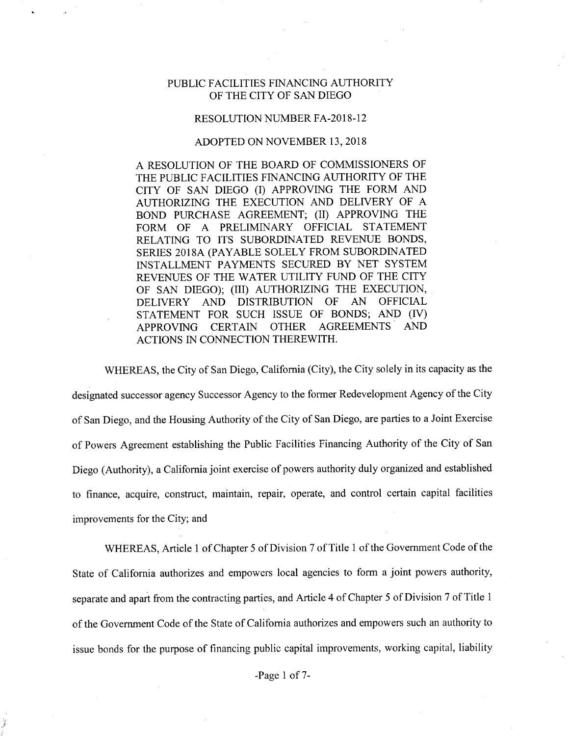# PUBLIC FACILITIES FINANCING AUTHORITY OF THE CITY OF SAN DIEGO

## RESOLUTION NUMBER FA-2018-12

## ADOPTED ON NOVEMBER 13, 2018

A RESOLUTION OF THE BOARD OF COMMISSIONERS OF THE PUBLIC FACILITIES FINANCING AUTHORITY OF THE CITY OF SAN DIEGO (I) APPROVING THE FORM AND AUTHORIZING THE EXECUTION AND DELIVERY OF A BOND PURCHASE AGREEMENT; (II) APPROVING THE FORM OF A PRELIMINARY OFFICIAL STATEMENT RELATING TO ITS SUBORDINATED REVENUE BONDS, SERIES 2018A (PAYABLE SOLELY FROM SUBORDINATED INSTALLMENT PAYMENTS SECURED BY NET SYSTEM REVENUES OF THE WATER UTILITY FUND OF THE CITY OF SAN DIEGO); (III) AUTHORIZING THE EXECUTION, DELIVERY AND DISTRIBUTION OF AN OFFICIAL STATEMENT FOR SUCH ISSUE OF BONDS; AND (IV) APPROVING CERTAIN OTHER AGREEMENTS AND ACTIONS IN CONNECTION THEREWITH.

WHEREAS, the City of San Diego, California (City), the City solely in its capacity as the designated successor agency Successor Agency to the former Redevelopment Agency of the City of San Diego, and the Housing Authority of the City of San Diego, are parties to a Joint Exercise of Powers Agreement establishing the Public Facilities Financing Authority of the City of San Diego (Authority), a California joint exercise of powers authority duly organized and established to finance, acquire, construct, maintain, repair, operate, and control certain capital facilities improvements for the City; and

WHEREAS, Article 1 of Chapter 5 of Division 7 of Title 1 of the Government Code of the State of California authorizes and empowers local agencies to form a joint powers authority, separate and apart from the contracting parties, and Article 4 of Chapter 5 of Division 7 of Title 1 of the Government Code of the State of California authorizes and empowers such an authority to issue bonds for the purpose of financing public capital improvements, working capital, liability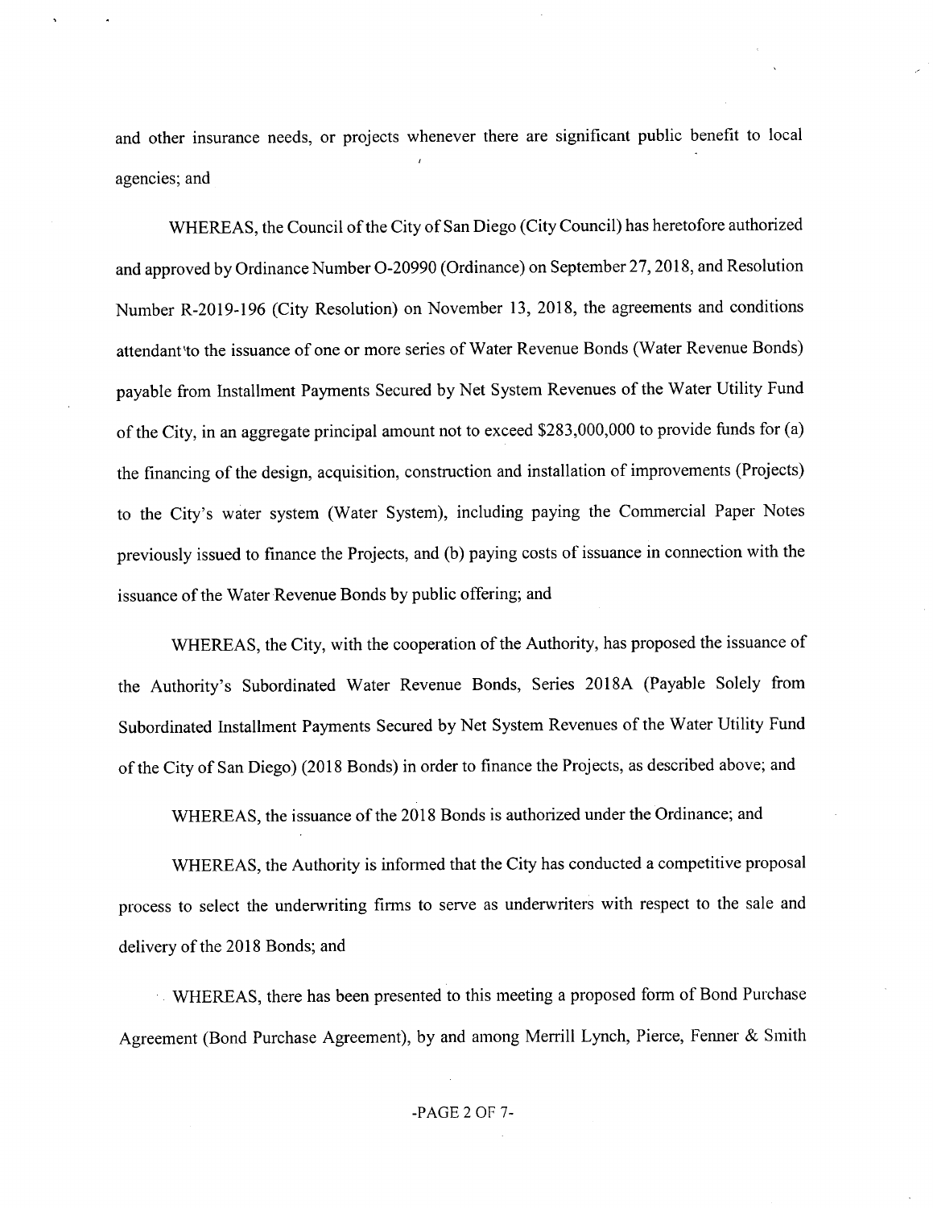and other insurance needs, or projects whenever there are significant public benefit to local agencies; and

WHEREAS, the Council of the City of San Diego (City Council) has heretofore authorized and approved by Ordinance Number O-20990 (Ordinance) on September 27, 2018, and Resolution Number R-2019-196 (City Resolution) on November 13, 2018, the agreements and conditions attendant to the issuance of one or more series of Water Revenue Bonds (Water Revenue Bonds) payable from Installment Payments Secured by Net System Revenues of the Water Utility Fund of the City, in an aggregate principal amount not to exceed $283,000,000 to provide funds for (a) the financing of the design, acquisition, construction and installation of improvements (Projects) to the City's water system (Water System), including paying the Commercial Paper Notes previously issued to finance the Projects, and (b) paying costs of issuance in connection with the issuance of the Water Revenue Bonds by public offering; and

WHEREAS, the City, with the cooperation of the Authority, has proposed the issuance of the Authority's Subordinated Water Revenue Bonds, Series 2018A (Payable Solely from Subordinated Installment Payments Secured by Net System Revenues of the Water Utility Fund of the City of San Diego) (2018 Bonds) in order to finance the Projects, as described above; and

WHEREAS, the issuance of the 2018 Bonds is authorized under the Ordinance; and

WHEREAS, the Authority is informed that the City has conducted a competitive proposal process to select the underwriting firms to serve as underwriters with respect to the sale and delivery of the 2018 Bonds; and

WHEREAS, there has been presented to this meeting a proposed form of Bond Purchase Agreement (Bond Purchase Agreement), by and among Merrill Lynch, Pierce, Fenner & Smith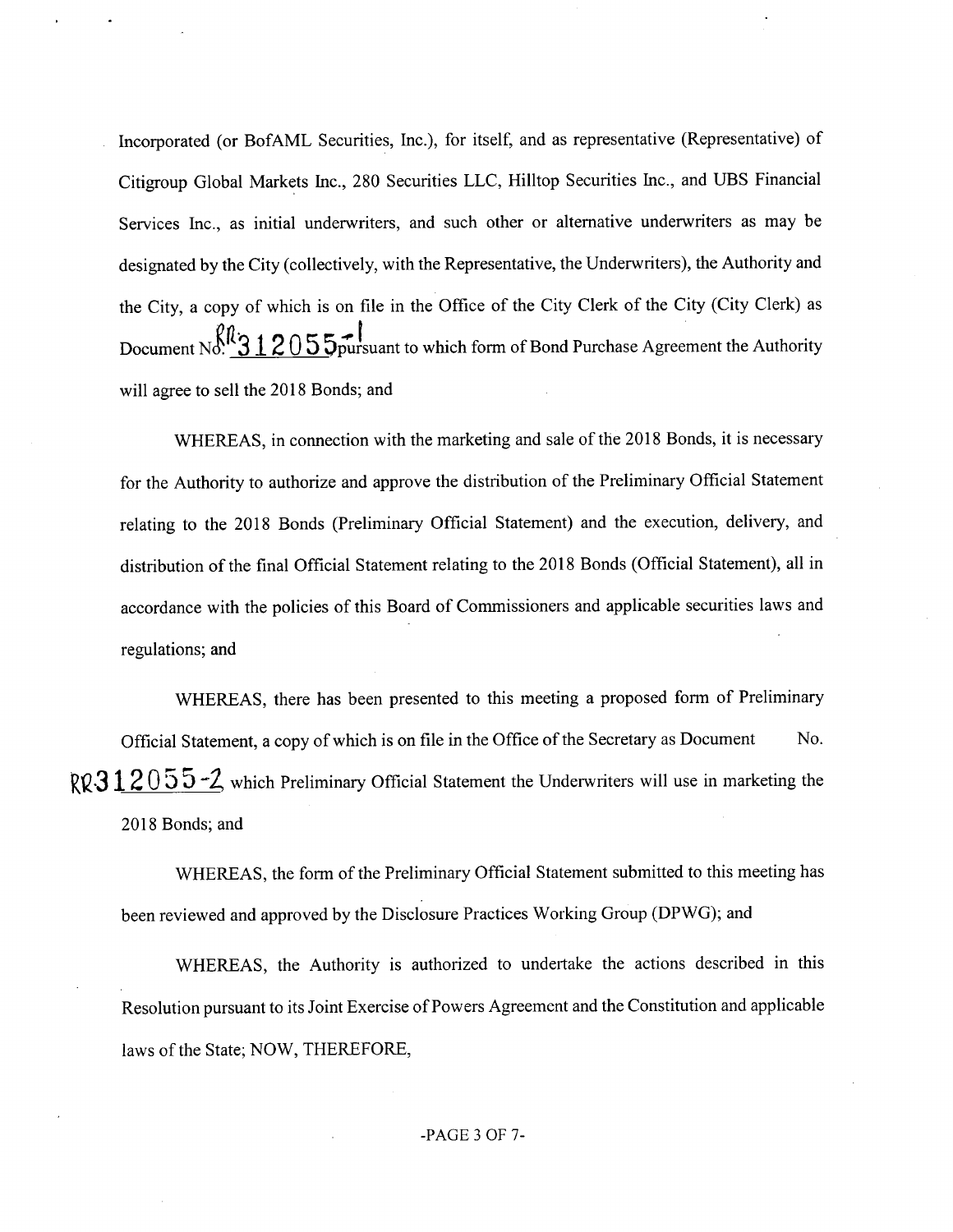Incorporated (or BofAML Securities, Inc.), for itself, and as representative (Representative) of Citigroup Global Markets Inc., 280 Securities LLC, Hilltop Securities Inc., and UBS Financial Services Inc., as initial underwriters, and such other or alternative underwriters as may be designated by the City (collectively, with the Representative, the Underwriters), the Authority and the City, a copy of which is on file in the Office of the City Clerk of the City (City Clerk) as Document No. RR312055-1 pursuant to which form of Bond Purchase Agreement the Authority will agree to sell the 2018 Bonds; and

WHEREAS, in connection with the marketing and sale of the 2018 Bonds, it is necessary for the Authority to authorize and approve the distribution of the Preliminary Official Statement relating to the 2018 Bonds (Preliminary Official Statement) and the execution, delivery, and distribution of the final Official Statement relating to the 2018 Bonds (Official Statement), all in accordance with the policies of this Board of Commissioners and applicable securities laws and regulations; and

WHEREAS, there has been presented to this meeting a proposed form of Preliminary Official Statement, a copy of which is on file in the Office of the Secretary as Document No. RR312055-2 which Preliminary Official Statement the Underwriters will use in marketing the 2018 Bonds; and

WHEREAS, the form of the Preliminary Official Statement submitted to this meeting has been reviewed and approved by the Disclosure Practices Working Group (DPWG); and

WHEREAS, the Authority is authorized to undertake the actions described in this Resolution pursuant to its Joint Exercise of Powers Agreement and the Constitution and applicable laws of the State; NOW, THEREFORE,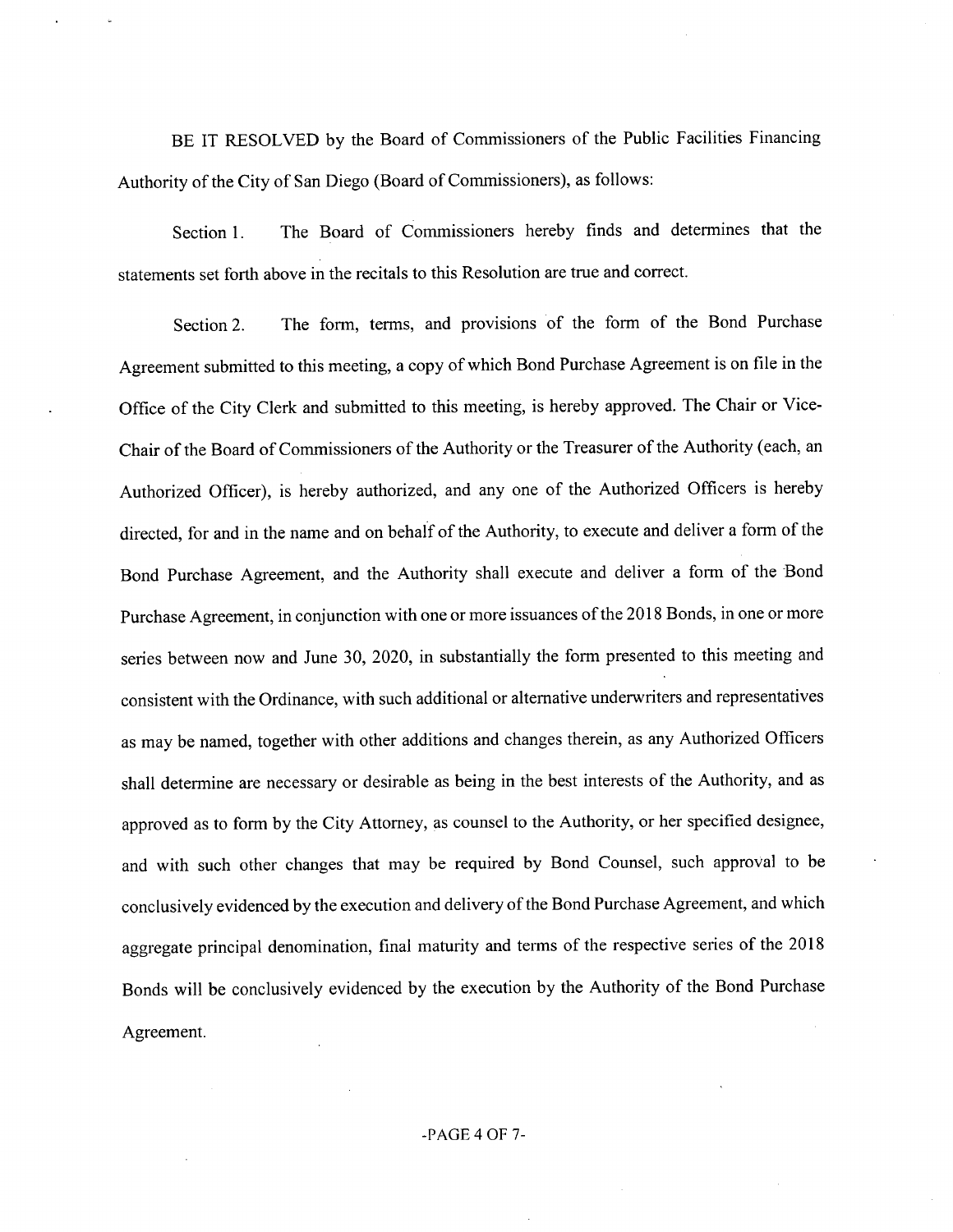BE IT RESOLVED by the Board of Commissioners of the Public Facilities Financing Authority of the City of San Diego (Board of Commissioners), as follows:

Section 1. The Board of Commissioners hereby finds and determines that the statements set forth above in the recitals to this Resolution are true and correct.

Section 2. The form, terms, and provisions of the form of the Bond Purchase Agreement submitted to this meeting, a copy of which Bond Purchase Agreement is on file in the Office of the City Clerk and submitted to this meeting, is hereby approved. The Chair or Vice-Chair of the Board of Commissioners of the Authority or the Treasurer of the Authority (each, an Authorized Officer), is hereby authorized, and any one of the Authorized Officers is hereby directed, for and in the name and on behalf of the Authority, to execute and deliver a form of the Bond Purchase Agreement, and the Authority shall execute and deliver a form of the Bond Purchase Agreement, in conjunction with one or more issuances of the 2018 Bonds, in one or more series between now and June 30, 2020, in substantially the form presented to this meeting and consistent with the Ordinance, with such additional or alternative underwriters and representatives as may be named, together with other additions and changes therein, as any Authorized Officers shall determine are necessary or desirable as being in the best interests of the Authority, and as approved as to form by the City Attorney, as counsel to the Authority, or her specified designee, and with such other changes that may be required by Bond Counsel, such approval to be conclusively evidenced by the execution and delivery of the Bond Purchase Agreement, and which aggregate principal denomination, final maturity and terms of the respective series of the 2018 Bonds will be conclusively evidenced by the execution by the Authority of the Bond Purchase Agreement.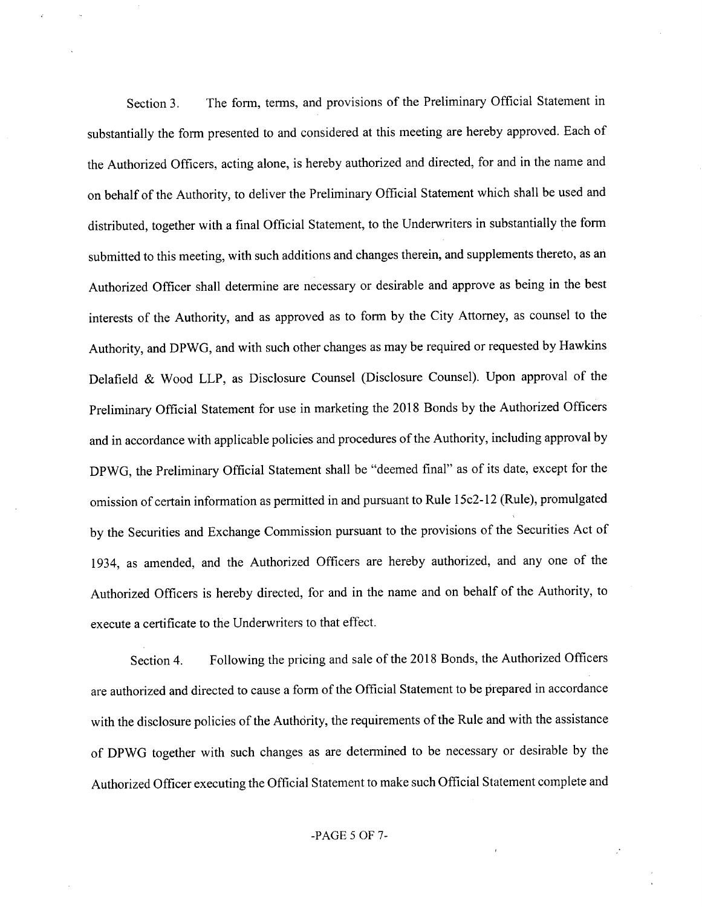Section 3. The form, terms, and provisions of the Preliminary Official Statement in substantially the form presented to and considered at this meeting are hereby approved. Each of the Authorized Officers, acting alone, is hereby authorized and directed, for and in the name and on behalf of the Authority, to deliver the Preliminary Official Statement which shall be used and distributed, together with a final Official Statement, to the Underwriters in substantially the form submitted to this meeting, with such additions and changes therein, and supplements thereto, as an Authorized Officer shall determine are necessary or desirable and approve as being in the best interests of the Authority, and as approved as to form by the City Attorney, as counsel to the Authority, and DPWG, and with such other changes as may be required or requested by Hawkins Delafield & Wood LLP, as Disclosure Counsel (Disclosure Counsel). Upon approval of the Preliminary Official Statement for use in marketing the 2018 Bonds by the Authorized Officers and in accordance with applicable policies and procedures of the Authority, including approval by DPWG, the Preliminary Official Statement shall be "deemed final" as of its date, except for the omission of certain information as permitted in and pursuant to Rule 15c2-12 (Rule), promulgated by the Securities and Exchange Commission pursuant to the provisions of the Securities Act of 1934, as amended, and the Authorized Officers are hereby authorized, and any one of the Authorized Officers is hereby directed, for and in the name and on behalf of the Authority, to execute a certificate to the Underwriters to that effect.

Section 4. Following the pricing and sale of the 2018 Bonds, the Authorized Officers are authorized and directed to cause a form of the Official Statement to be prepared in accordance with the disclosure policies of the Authority, the requirements of the Rule and with the assistance of DPWG together with such changes as are determined to be necessary or desirable by the Authorized Officer executing the Official Statement to make such Official Statement complete and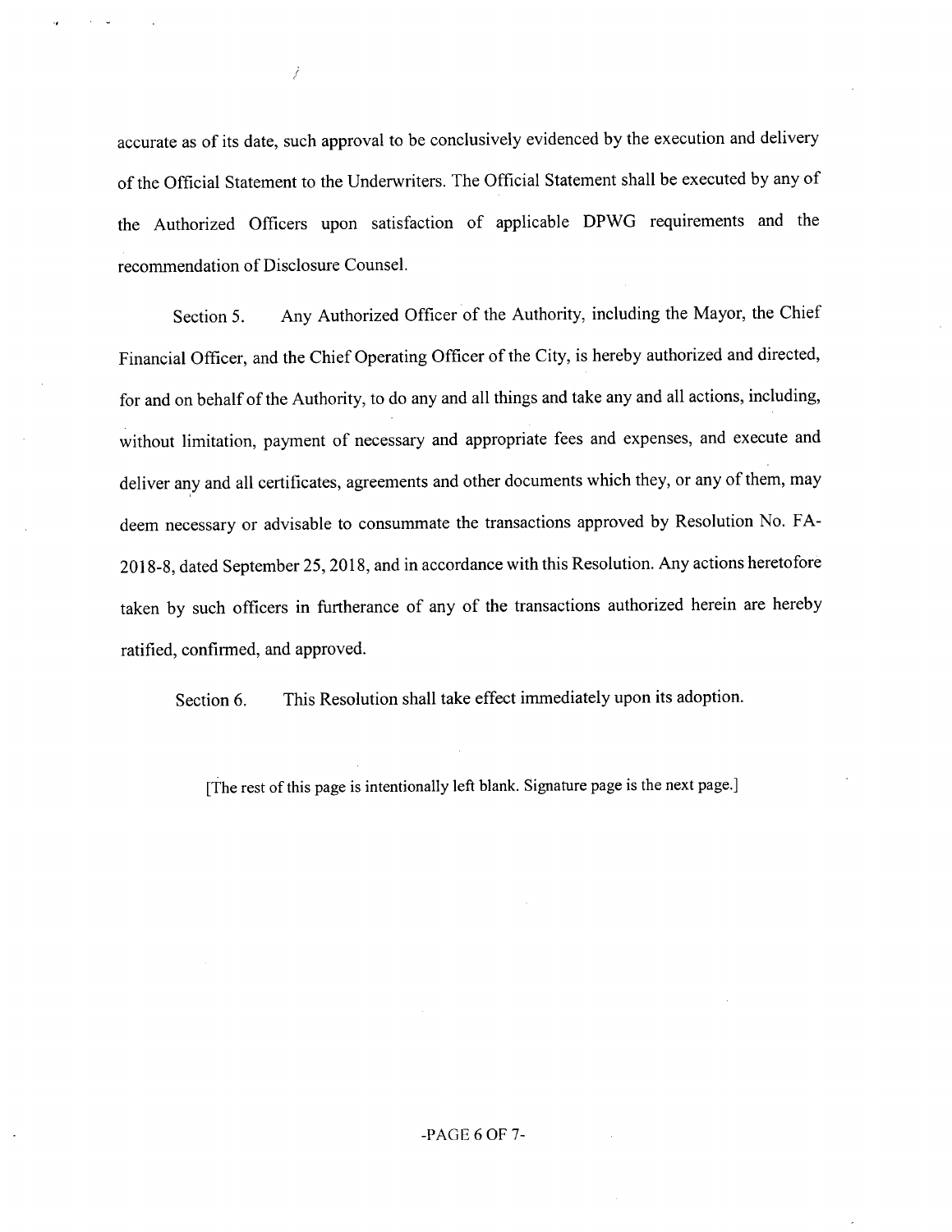accurate as of its date, such approval to be conclusively evidenced by the execution and delivery of the Official Statement to the Underwriters. The Official Statement shall be executed by any of the Authorized Officers upon satisfaction of applicable DPWG requirements and the recommendation of Disclosure Counsel.

Section 5. Any Authorized Officer of the Authority, including the Mayor, the Chief Financial Officer, and the Chief Operating Officer of the City, is hereby authorized and directed, for and on behalf of the Authority, to do any and all things and take any and all actions, including, without limitation, payment of necessary and appropriate fees and expenses, and execute and deliver any and all certificates, agreements and other documents which they, or any of them, may deem necessary or advisable to consummate the transactions approved by Resolution No. FA-2018-8, dated September 25, 2018, and in accordance with this Resolution. Any actions heretofore taken by such officers in furtherance of any of the transactions authorized herein are hereby ratified, confirmed, and approved.

Section 6. This Resolution shall take effect immediately upon its adoption.

[The rest of this page is intentionally left blank. Signature page is the next page.]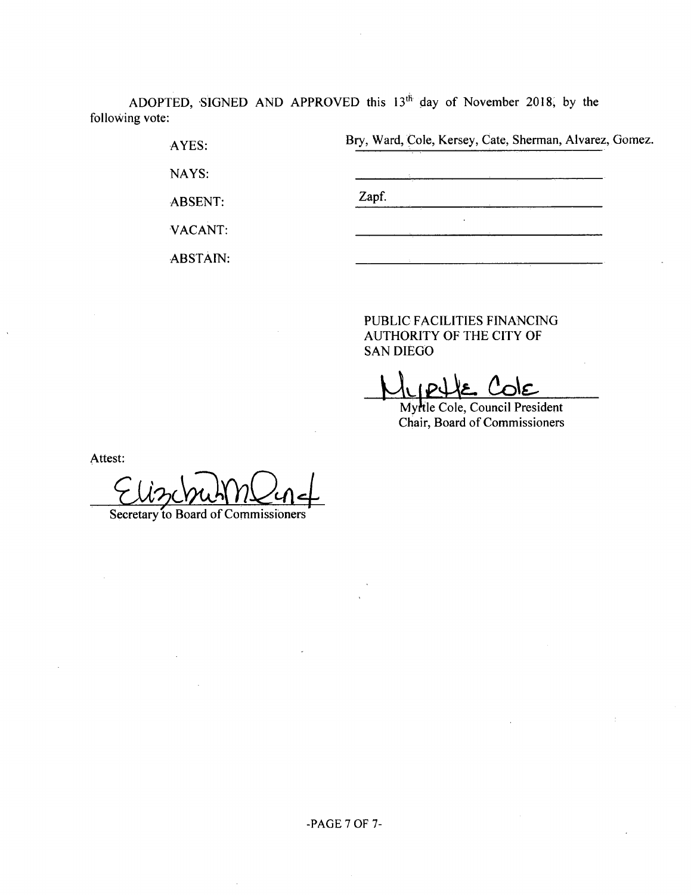ADOPTED, SIGNED AND APPROVED this 13th day of November 2018, by the following vote:

| | |
|---|---|
| AYES: | Bry, Ward, Cole, Kersey, Cate, Sherman, Alvarez, Gomez. |
| NAYS: | |
| ABSENT: | Zapf. |
| VACANT: | |
| ABSTAIN: | |

PUBLIC FACILITIES FINANCING AUTHORITY OF THE CITY OF SAN DIEGO

Myrtle Cole

Myrtle Cole, Council President
Chair, Board of Commissioners

Attest:

Elizabeth Maland

Secretary to Board of Commissioners